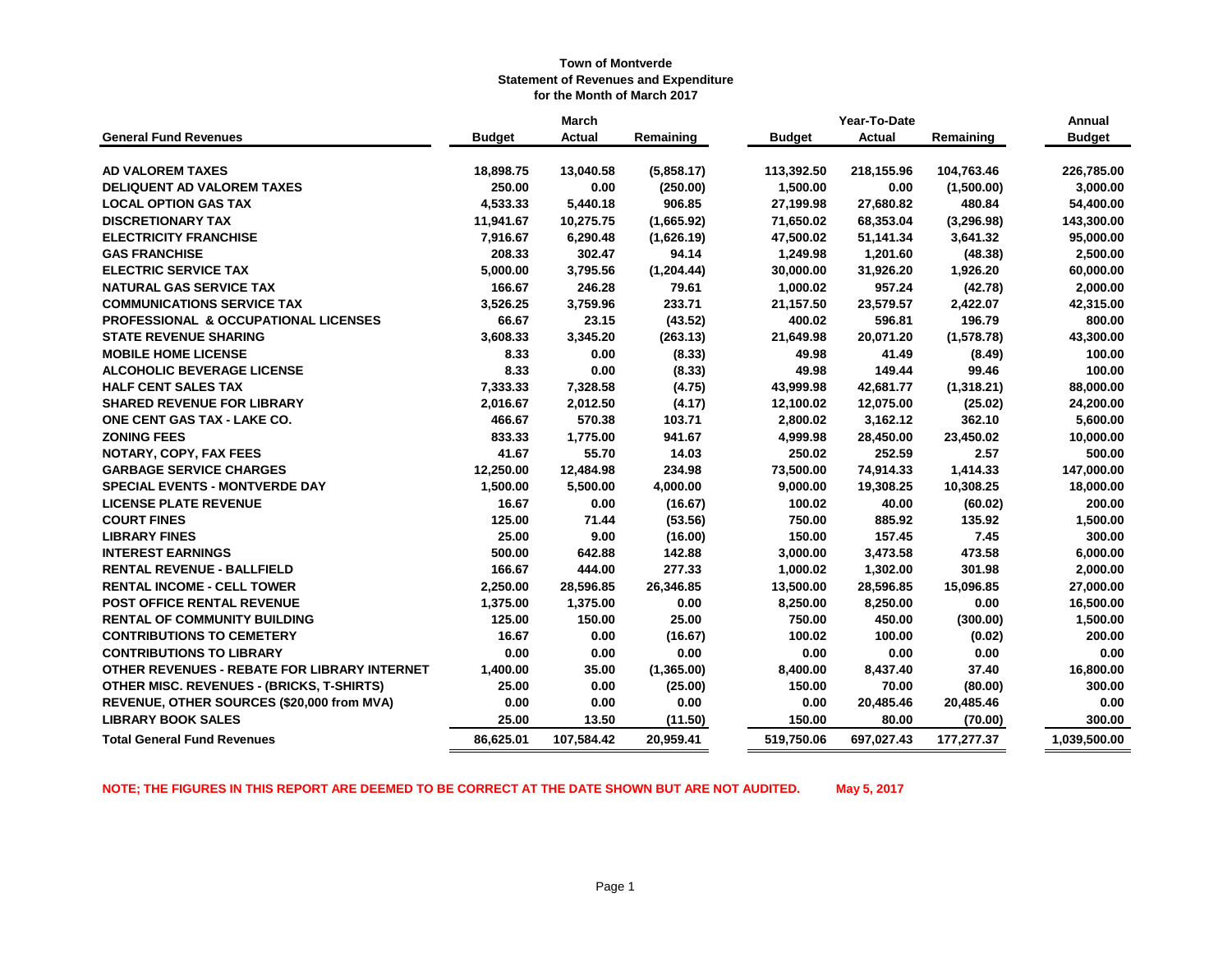# Town of Montverde

## Statement of Revenues and Expenditure

### for the Month of March 2017

| General Fund Revenues | March Budget | March Actual | March Remaining | Year-To-Date Budget | Year-To-Date Actual | Year-To-Date Remaining | Annual Budget |
|---|---|---|---|---|---|---|---|
| **AD VALOREM TAXES** | 18,898.75 | 13,040.58 | (5,858.17) | 113,392.50 | 218,155.96 | 104,763.46 | 226,785.00 |
| **DELIQUENT AD VALOREM TAXES** | 250.00 | 0.00 | (250.00) | 1,500.00 | 0.00 | (1,500.00) | 3,000.00 |
| **LOCAL OPTION GAS TAX** | 4,533.33 | 5,440.18 | 906.85 | 27,199.98 | 27,680.82 | 480.84 | 54,400.00 |
| **DISCRETIONARY TAX** | 11,941.67 | 10,275.75 | (1,665.92) | 71,650.02 | 68,353.04 | (3,296.98) | 143,300.00 |
| **ELECTRICITY FRANCHISE** | 7,916.67 | 6,290.48 | (1,626.19) | 47,500.02 | 51,141.34 | 3,641.32 | 95,000.00 |
| **GAS FRANCHISE** | 208.33 | 302.47 | 94.14 | 1,249.98 | 1,201.60 | (48.38) | 2,500.00 |
| **ELECTRIC SERVICE TAX** | 5,000.00 | 3,795.56 | (1,204.44) | 30,000.00 | 31,926.20 | 1,926.20 | 60,000.00 |
| **NATURAL GAS SERVICE TAX** | 166.67 | 246.28 | 79.61 | 1,000.02 | 957.24 | (42.78) | 2,000.00 |
| **COMMUNICATIONS SERVICE TAX** | 3,526.25 | 3,759.96 | 233.71 | 21,157.50 | 23,579.57 | 2,422.07 | 42,315.00 |
| **PROFESSIONAL & OCCUPATIONAL LICENSES** | 66.67 | 23.15 | (43.52) | 400.02 | 596.81 | 196.79 | 800.00 |
| **STATE REVENUE SHARING** | 3,608.33 | 3,345.20 | (263.13) | 21,649.98 | 20,071.20 | (1,578.78) | 43,300.00 |
| **MOBILE HOME LICENSE** | 8.33 | 0.00 | (8.33) | 49.98 | 41.49 | (8.49) | 100.00 |
| **ALCOHOLIC BEVERAGE LICENSE** | 8.33 | 0.00 | (8.33) | 49.98 | 149.44 | 99.46 | 100.00 |
| **HALF CENT SALES TAX** | 7,333.33 | 7,328.58 | (4.75) | 43,999.98 | 42,681.77 | (1,318.21) | 88,000.00 |
| **SHARED REVENUE FOR LIBRARY** | 2,016.67 | 2,012.50 | (4.17) | 12,100.02 | 12,075.00 | (25.02) | 24,200.00 |
| **ONE CENT GAS TAX - LAKE CO.** | 466.67 | 570.38 | 103.71 | 2,800.02 | 3,162.12 | 362.10 | 5,600.00 |
| **ZONING FEES** | 833.33 | 1,775.00 | 941.67 | 4,999.98 | 28,450.00 | 23,450.02 | 10,000.00 |
| **NOTARY, COPY, FAX FEES** | 41.67 | 55.70 | 14.03 | 250.02 | 252.59 | 2.57 | 500.00 |
| **GARBAGE SERVICE CHARGES** | 12,250.00 | 12,484.98 | 234.98 | 73,500.00 | 74,914.33 | 1,414.33 | 147,000.00 |
| **SPECIAL EVENTS - MONTVERDE DAY** | 1,500.00 | 5,500.00 | 4,000.00 | 9,000.00 | 19,308.25 | 10,308.25 | 18,000.00 |
| **LICENSE PLATE REVENUE** | 16.67 | 0.00 | (16.67) | 100.02 | 40.00 | (60.02) | 200.00 |
| **COURT FINES** | 125.00 | 71.44 | (53.56) | 750.00 | 885.92 | 135.92 | 1,500.00 |
| **LIBRARY FINES** | 25.00 | 9.00 | (16.00) | 150.00 | 157.45 | 7.45 | 300.00 |
| **INTEREST EARNINGS** | 500.00 | 642.88 | 142.88 | 3,000.00 | 3,473.58 | 473.58 | 6,000.00 |
| **RENTAL REVENUE - BALLFIELD** | 166.67 | 444.00 | 277.33 | 1,000.02 | 1,302.00 | 301.98 | 2,000.00 |
| **RENTAL INCOME - CELL TOWER** | 2,250.00 | 28,596.85 | 26,346.85 | 13,500.00 | 28,596.85 | 15,096.85 | 27,000.00 |
| **POST OFFICE RENTAL REVENUE** | 1,375.00 | 1,375.00 | 0.00 | 8,250.00 | 8,250.00 | 0.00 | 16,500.00 |
| **RENTAL OF COMMUNITY BUILDING** | 125.00 | 150.00 | 25.00 | 750.00 | 450.00 | (300.00) | 1,500.00 |
| **CONTRIBUTIONS TO CEMETERY** | 16.67 | 0.00 | (16.67) | 100.02 | 100.00 | (0.02) | 200.00 |
| **CONTRIBUTIONS TO LIBRARY** | 0.00 | 0.00 | 0.00 | 0.00 | 0.00 | 0.00 | 0.00 |
| **OTHER REVENUES - REBATE FOR LIBRARY INTERNET** | 1,400.00 | 35.00 | (1,365.00) | 8,400.00 | 8,437.40 | 37.40 | 16,800.00 |
| **OTHER MISC. REVENUES - (BRICKS, T-SHIRTS)** | 25.00 | 0.00 | (25.00) | 150.00 | 70.00 | (80.00) | 300.00 |
| **REVENUE, OTHER SOURCES ($20,000 from MVA)** | 0.00 | 0.00 | 0.00 | 0.00 | 20,485.46 | 20,485.46 | 0.00 |
| **LIBRARY BOOK SALES** | 25.00 | 13.50 | (11.50) | 150.00 | 80.00 | (70.00) | 300.00 |
| **Total General Fund Revenues** | 86,625.01 | 107,584.42 | 20,959.41 | 519,750.06 | 697,027.43 | 177,277.37 | 1,039,500.00 |

**NOTE; THE FIGURES IN THIS REPORT ARE DEEMED TO BE CORRECT AT THE DATE SHOWN BUT ARE NOT AUDITED. May 5, 2017**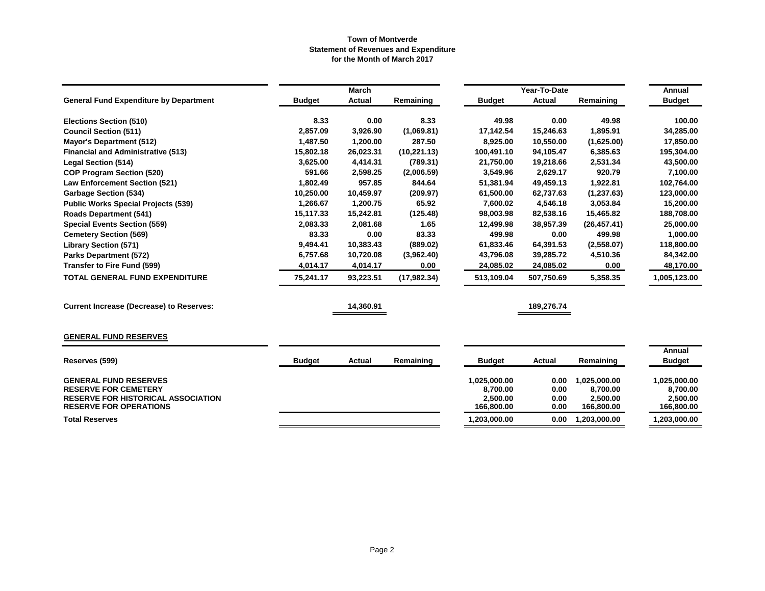**Town of Montverde**
**Statement of Revenues and Expenditure**
**for the Month of March 2017**

| General Fund Expenditure by Department | March | | | Year-To-Date | | | Annual |
|---|---|---|---|---|---|---|---|
| | Budget | Actual | Remaining | Budget | Actual | Remaining | Budget |
| Elections Section (510) | 8.33 | 0.00 | 8.33 | 49.98 | 0.00 | 49.98 | 100.00 |
| Council Section (511) | 2,857.09 | 3,926.90 | (1,069.81) | 17,142.54 | 15,246.63 | 1,895.91 | 34,285.00 |
| Mayor's Department (512) | 1,487.50 | 1,200.00 | 287.50 | 8,925.00 | 10,550.00 | (1,625.00) | 17,850.00 |
| Financial and Administrative (513) | 15,802.18 | 26,023.31 | (10,221.13) | 100,491.10 | 94,105.47 | 6,385.63 | 195,304.00 |
| Legal Section (514) | 3,625.00 | 4,414.31 | (789.31) | 21,750.00 | 19,218.66 | 2,531.34 | 43,500.00 |
| COP Program Section (520) | 591.66 | 2,598.25 | (2,006.59) | 3,549.96 | 2,629.17 | 920.79 | 7,100.00 |
| Law Enforcement Section (521) | 1,802.49 | 957.85 | 844.64 | 51,381.94 | 49,459.13 | 1,922.81 | 102,764.00 |
| Garbage Section (534) | 10,250.00 | 10,459.97 | (209.97) | 61,500.00 | 62,737.63 | (1,237.63) | 123,000.00 |
| Public Works Special Projects (539) | 1,266.67 | 1,200.75 | 65.92 | 7,600.02 | 4,546.18 | 3,053.84 | 15,200.00 |
| Roads Department (541) | 15,117.33 | 15,242.81 | (125.48) | 98,003.98 | 82,538.16 | 15,465.82 | 188,708.00 |
| Special Events Section (559) | 2,083.33 | 2,081.68 | 1.65 | 12,499.98 | 38,957.39 | (26,457.41) | 25,000.00 |
| Cemetery Section (569) | 83.33 | 0.00 | 83.33 | 499.98 | 0.00 | 499.98 | 1,000.00 |
| Library Section (571) | 9,494.41 | 10,383.43 | (889.02) | 61,833.46 | 64,391.53 | (2,558.07) | 118,800.00 |
| Parks Department (572) | 6,757.68 | 10,720.08 | (3,962.40) | 43,796.08 | 39,285.72 | 4,510.36 | 84,342.00 |
| Transfer to Fire Fund (599) | 4,014.17 | 4,014.17 | 0.00 | 24,085.02 | 24,085.02 | 0.00 | 48,170.00 |
| **TOTAL GENERAL FUND EXPENDITURE** | 75,241.17 | 93,223.51 | (17,982.34) | 513,109.04 | 507,750.69 | 5,358.35 | 1,005,123.00 |

| | | March Actual | | | Year-To-Date Actual | | |
|---|---|---|---|---|---|---|---|
| **Current Increase (Decrease) to Reserves:** | | 14,360.91 | | | 189,276.74 | | |

**GENERAL FUND RESERVES**

| Reserves (599) | Budget | Actual | Remaining | Budget | Actual | Remaining | Annual Budget |
|---|---|---|---|---|---|---|---|
| GENERAL FUND RESERVES | | | | 1,025,000.00 | 0.00 | 1,025,000.00 | 1,025,000.00 |
| RESERVE FOR CEMETERY | | | | 8,700.00 | 0.00 | 8,700.00 | 8,700.00 |
| RESERVE FOR HISTORICAL ASSOCIATION | | | | 2,500.00 | 0.00 | 2,500.00 | 2,500.00 |
| RESERVE FOR OPERATIONS | | | | 166,800.00 | 0.00 | 166,800.00 | 166,800.00 |
| **Total Reserves** | | | | 1,203,000.00 | 0.00 | 1,203,000.00 | 1,203,000.00 |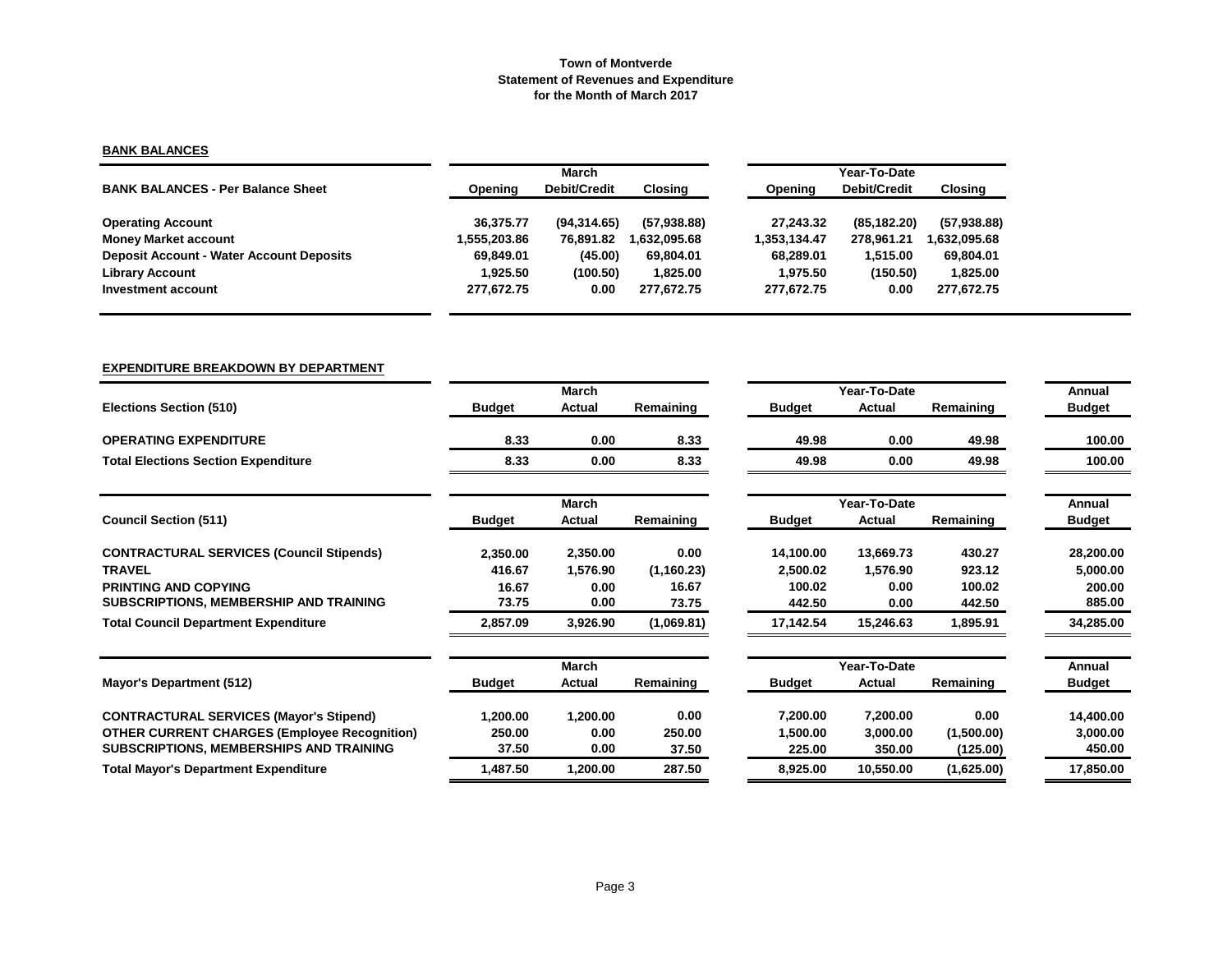**Town of Montverde**
**Statement of Revenues and Expenditure**
**for the Month of March 2017**

## BANK BALANCES

| BANK BALANCES - Per Balance Sheet | March | | | Year-To-Date | | |
|---|---|---|---|---|---|---|
| | Opening | Debit/Credit | Closing | Opening | Debit/Credit | Closing |
| Operating Account | 36,375.77 | (94,314.65) | (57,938.88) | 27,243.32 | (85,182.20) | (57,938.88) |
| Money Market account | 1,555,203.86 | 76,891.82 | 1,632,095.68 | 1,353,134.47 | 278,961.21 | 1,632,095.68 |
| Deposit Account - Water Account Deposits | 69,849.01 | (45.00) | 69,804.01 | 68,289.01 | 1,515.00 | 69,804.01 |
| Library Account | 1,925.50 | (100.50) | 1,825.00 | 1,975.50 | (150.50) | 1,825.00 |
| Investment account | 277,672.75 | 0.00 | 277,672.75 | 277,672.75 | 0.00 | 277,672.75 |

## EXPENDITURE BREAKDOWN BY DEPARTMENT

| Elections Section (510) | March | | | Year-To-Date | | | Annual |
|---|---|---|---|---|---|---|---|
| | Budget | Actual | Remaining | Budget | Actual | Remaining | Budget |
| OPERATING EXPENDITURE | 8.33 | 0.00 | 8.33 | 49.98 | 0.00 | 49.98 | 100.00 |
| Total Elections Section Expenditure | 8.33 | 0.00 | 8.33 | 49.98 | 0.00 | 49.98 | 100.00 |

| Council Section (511) | March | | | Year-To-Date | | | Annual |
|---|---|---|---|---|---|---|---|
| | Budget | Actual | Remaining | Budget | Actual | Remaining | Budget |
| CONTRACTURAL SERVICES (Council Stipends) | 2,350.00 | 2,350.00 | 0.00 | 14,100.00 | 13,669.73 | 430.27 | 28,200.00 |
| TRAVEL | 416.67 | 1,576.90 | (1,160.23) | 2,500.02 | 1,576.90 | 923.12 | 5,000.00 |
| PRINTING AND COPYING | 16.67 | 0.00 | 16.67 | 100.02 | 0.00 | 100.02 | 200.00 |
| SUBSCRIPTIONS, MEMBERSHIP AND TRAINING | 73.75 | 0.00 | 73.75 | 442.50 | 0.00 | 442.50 | 885.00 |
| Total Council Department Expenditure | 2,857.09 | 3,926.90 | (1,069.81) | 17,142.54 | 15,246.63 | 1,895.91 | 34,285.00 |

| Mayor's Department (512) | March | | | Year-To-Date | | | Annual |
|---|---|---|---|---|---|---|---|
| | Budget | Actual | Remaining | Budget | Actual | Remaining | Budget |
| CONTRACTURAL SERVICES (Mayor's Stipend) | 1,200.00 | 1,200.00 | 0.00 | 7,200.00 | 7,200.00 | 0.00 | 14,400.00 |
| OTHER CURRENT CHARGES (Employee Recognition) | 250.00 | 0.00 | 250.00 | 1,500.00 | 3,000.00 | (1,500.00) | 3,000.00 |
| SUBSCRIPTIONS, MEMBERSHIPS AND TRAINING | 37.50 | 0.00 | 37.50 | 225.00 | 350.00 | (125.00) | 450.00 |
| Total Mayor's Department Expenditure | 1,487.50 | 1,200.00 | 287.50 | 8,925.00 | 10,550.00 | (1,625.00) | 17,850.00 |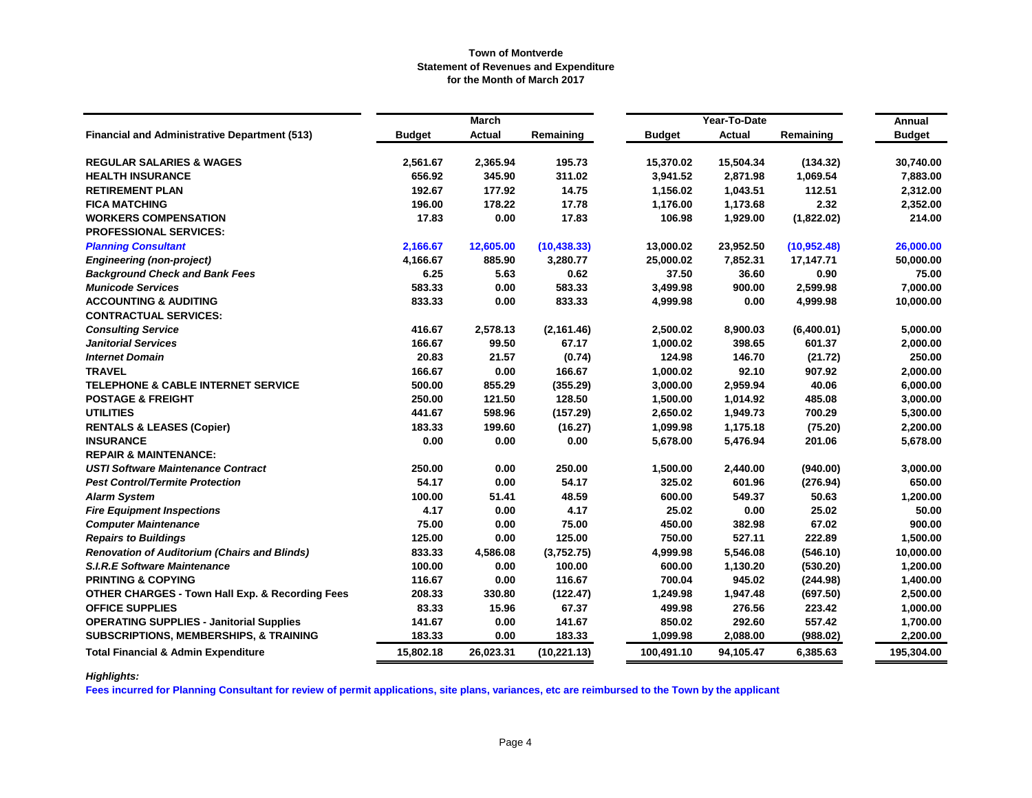**Town of Montverde**
**Statement of Revenues and Expenditure**
**for the Month of March 2017**

| Financial and Administrative Department (513) | March | | | Year-To-Date | | | Annual |
|---|---|---|---|---|---|---|---|
| | Budget | Actual | Remaining | Budget | Actual | Remaining | Budget |
| **REGULAR SALARIES & WAGES** | 2,561.67 | 2,365.94 | 195.73 | 15,370.02 | 15,504.34 | (134.32) | 30,740.00 |
| **HEALTH INSURANCE** | 656.92 | 345.90 | 311.02 | 3,941.52 | 2,871.98 | 1,069.54 | 7,883.00 |
| **RETIREMENT PLAN** | 192.67 | 177.92 | 14.75 | 1,156.02 | 1,043.51 | 112.51 | 2,312.00 |
| **FICA MATCHING** | 196.00 | 178.22 | 17.78 | 1,176.00 | 1,173.68 | 2.32 | 2,352.00 |
| **WORKERS COMPENSATION** | 17.83 | 0.00 | 17.83 | 106.98 | 1,929.00 | (1,822.02) | 214.00 |
| **PROFESSIONAL SERVICES:** | | | | | | | |
| ***Planning Consultant*** | 2,166.67 | 12,605.00 | (10,438.33) | 13,000.02 | 23,952.50 | (10,952.48) | 26,000.00 |
| ***Engineering (non-project)*** | 4,166.67 | 885.90 | 3,280.77 | 25,000.02 | 7,852.31 | 17,147.71 | 50,000.00 |
| ***Background Check and Bank Fees*** | 6.25 | 5.63 | 0.62 | 37.50 | 36.60 | 0.90 | 75.00 |
| ***Municode Services*** | 583.33 | 0.00 | 583.33 | 3,499.98 | 900.00 | 2,599.98 | 7,000.00 |
| **ACCOUNTING & AUDITING** | 833.33 | 0.00 | 833.33 | 4,999.98 | 0.00 | 4,999.98 | 10,000.00 |
| **CONTRACTUAL SERVICES:** | | | | | | | |
| ***Consulting Service*** | 416.67 | 2,578.13 | (2,161.46) | 2,500.02 | 8,900.03 | (6,400.01) | 5,000.00 |
| ***Janitorial Services*** | 166.67 | 99.50 | 67.17 | 1,000.02 | 398.65 | 601.37 | 2,000.00 |
| ***Internet Domain*** | 20.83 | 21.57 | (0.74) | 124.98 | 146.70 | (21.72) | 250.00 |
| **TRAVEL** | 166.67 | 0.00 | 166.67 | 1,000.02 | 92.10 | 907.92 | 2,000.00 |
| **TELEPHONE & CABLE INTERNET SERVICE** | 500.00 | 855.29 | (355.29) | 3,000.00 | 2,959.94 | 40.06 | 6,000.00 |
| **POSTAGE & FREIGHT** | 250.00 | 121.50 | 128.50 | 1,500.00 | 1,014.92 | 485.08 | 3,000.00 |
| **UTILITIES** | 441.67 | 598.96 | (157.29) | 2,650.02 | 1,949.73 | 700.29 | 5,300.00 |
| **RENTALS & LEASES (Copier)** | 183.33 | 199.60 | (16.27) | 1,099.98 | 1,175.18 | (75.20) | 2,200.00 |
| **INSURANCE** | 0.00 | 0.00 | 0.00 | 5,678.00 | 5,476.94 | 201.06 | 5,678.00 |
| **REPAIR & MAINTENANCE:** | | | | | | | |
| ***USTI Software Maintenance Contract*** | 250.00 | 0.00 | 250.00 | 1,500.00 | 2,440.00 | (940.00) | 3,000.00 |
| ***Pest Control/Termite Protection*** | 54.17 | 0.00 | 54.17 | 325.02 | 601.96 | (276.94) | 650.00 |
| ***Alarm System*** | 100.00 | 51.41 | 48.59 | 600.00 | 549.37 | 50.63 | 1,200.00 |
| ***Fire Equipment Inspections*** | 4.17 | 0.00 | 4.17 | 25.02 | 0.00 | 25.02 | 50.00 |
| ***Computer Maintenance*** | 75.00 | 0.00 | 75.00 | 450.00 | 382.98 | 67.02 | 900.00 |
| ***Repairs to Buildings*** | 125.00 | 0.00 | 125.00 | 750.00 | 527.11 | 222.89 | 1,500.00 |
| ***Renovation of Auditorium (Chairs and Blinds)*** | 833.33 | 4,586.08 | (3,752.75) | 4,999.98 | 5,546.08 | (546.10) | 10,000.00 |
| ***S.I.R.E Software Maintenance*** | 100.00 | 0.00 | 100.00 | 600.00 | 1,130.20 | (530.20) | 1,200.00 |
| **PRINTING & COPYING** | 116.67 | 0.00 | 116.67 | 700.04 | 945.02 | (244.98) | 1,400.00 |
| **OTHER CHARGES - Town Hall Exp. & Recording Fees** | 208.33 | 330.80 | (122.47) | 1,249.98 | 1,947.48 | (697.50) | 2,500.00 |
| **OFFICE SUPPLIES** | 83.33 | 15.96 | 67.37 | 499.98 | 276.56 | 223.42 | 1,000.00 |
| **OPERATING SUPPLIES - Janitorial Supplies** | 141.67 | 0.00 | 141.67 | 850.02 | 292.60 | 557.42 | 1,700.00 |
| **SUBSCRIPTIONS, MEMBERSHIPS, & TRAINING** | 183.33 | 0.00 | 183.33 | 1,099.98 | 2,088.00 | (988.02) | 2,200.00 |
| **Total Financial & Admin Expenditure** | 15,802.18 | 26,023.31 | (10,221.13) | 100,491.10 | 94,105.47 | 6,385.63 | 195,304.00 |

*Highlights:*

**Fees incurred for Planning Consultant for review of permit applications, site plans, variances, etc are reimbursed to the Town by the applicant**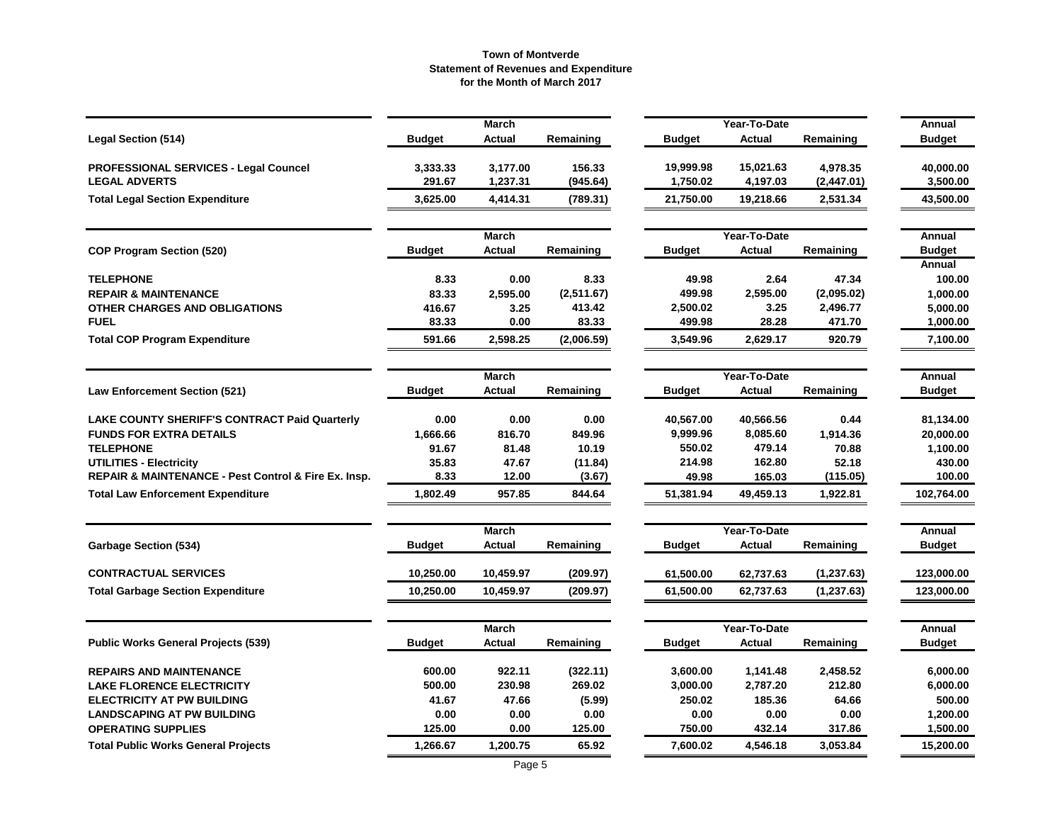# Town of Montverde
## Statement of Revenues and Expenditure
### for the Month of March 2017

| Legal Section (514) | March Budget | March Actual | March Remaining | Year-To-Date Budget | Year-To-Date Actual | Year-To-Date Remaining | Annual Budget |
|---|---|---|---|---|---|---|---|
| PROFESSIONAL SERVICES - Legal Councel | 3,333.33 | 3,177.00 | 156.33 | 19,999.98 | 15,021.63 | 4,978.35 | 40,000.00 |
| LEGAL ADVERTS | 291.67 | 1,237.31 | (945.64) | 1,750.02 | 4,197.03 | (2,447.01) | 3,500.00 |
| **Total Legal Section Expenditure** | 3,625.00 | 4,414.31 | (789.31) | 21,750.00 | 19,218.66 | 2,531.34 | 43,500.00 |

| COP Program Section (520) | March Budget | March Actual | March Remaining | Year-To-Date Budget | Year-To-Date Actual | Year-To-Date Remaining | Annual Budget |
|---|---|---|---|---|---|---|---|
| | | | | | | | Annual |
| TELEPHONE | 8.33 | 0.00 | 8.33 | 49.98 | 2.64 | 47.34 | 100.00 |
| REPAIR & MAINTENANCE | 83.33 | 2,595.00 | (2,511.67) | 499.98 | 2,595.00 | (2,095.02) | 1,000.00 |
| OTHER CHARGES AND OBLIGATIONS | 416.67 | 3.25 | 413.42 | 2,500.02 | 3.25 | 2,496.77 | 5,000.00 |
| FUEL | 83.33 | 0.00 | 83.33 | 499.98 | 28.28 | 471.70 | 1,000.00 |
| **Total COP Program Expenditure** | 591.66 | 2,598.25 | (2,006.59) | 3,549.96 | 2,629.17 | 920.79 | 7,100.00 |

| Law Enforcement Section (521) | March Budget | March Actual | March Remaining | Year-To-Date Budget | Year-To-Date Actual | Year-To-Date Remaining | Annual Budget |
|---|---|---|---|---|---|---|---|
| LAKE COUNTY SHERIFF'S CONTRACT Paid Quarterly | 0.00 | 0.00 | 0.00 | 40,567.00 | 40,566.56 | 0.44 | 81,134.00 |
| FUNDS FOR EXTRA DETAILS | 1,666.66 | 816.70 | 849.96 | 9,999.96 | 8,085.60 | 1,914.36 | 20,000.00 |
| TELEPHONE | 91.67 | 81.48 | 10.19 | 550.02 | 479.14 | 70.88 | 1,100.00 |
| UTILITIES - Electricity | 35.83 | 47.67 | (11.84) | 214.98 | 162.80 | 52.18 | 430.00 |
| REPAIR & MAINTENANCE - Pest Control & Fire Ex. Insp. | 8.33 | 12.00 | (3.67) | 49.98 | 165.03 | (115.05) | 100.00 |
| **Total Law Enforcement Expenditure** | 1,802.49 | 957.85 | 844.64 | 51,381.94 | 49,459.13 | 1,922.81 | 102,764.00 |

| Garbage Section (534) | March Budget | March Actual | March Remaining | Year-To-Date Budget | Year-To-Date Actual | Year-To-Date Remaining | Annual Budget |
|---|---|---|---|---|---|---|---|
| CONTRACTUAL SERVICES | 10,250.00 | 10,459.97 | (209.97) | 61,500.00 | 62,737.63 | (1,237.63) | 123,000.00 |
| **Total Garbage Section Expenditure** | 10,250.00 | 10,459.97 | (209.97) | 61,500.00 | 62,737.63 | (1,237.63) | 123,000.00 |

| Public Works General Projects (539) | March Budget | March Actual | March Remaining | Year-To-Date Budget | Year-To-Date Actual | Year-To-Date Remaining | Annual Budget |
|---|---|---|---|---|---|---|---|
| REPAIRS AND MAINTENANCE | 600.00 | 922.11 | (322.11) | 3,600.00 | 1,141.48 | 2,458.52 | 6,000.00 |
| LAKE FLORENCE ELECTRICITY | 500.00 | 230.98 | 269.02 | 3,000.00 | 2,787.20 | 212.80 | 6,000.00 |
| ELECTRICITY AT PW BUILDING | 41.67 | 47.66 | (5.99) | 250.02 | 185.36 | 64.66 | 500.00 |
| LANDSCAPING AT PW BUILDING | 0.00 | 0.00 | 0.00 | 0.00 | 0.00 | 0.00 | 1,200.00 |
| OPERATING SUPPLIES | 125.00 | 0.00 | 125.00 | 750.00 | 432.14 | 317.86 | 1,500.00 |
| **Total Public Works General Projects** | 1,266.67 | 1,200.75 | 65.92 | 7,600.02 | 4,546.18 | 3,053.84 | 15,200.00 |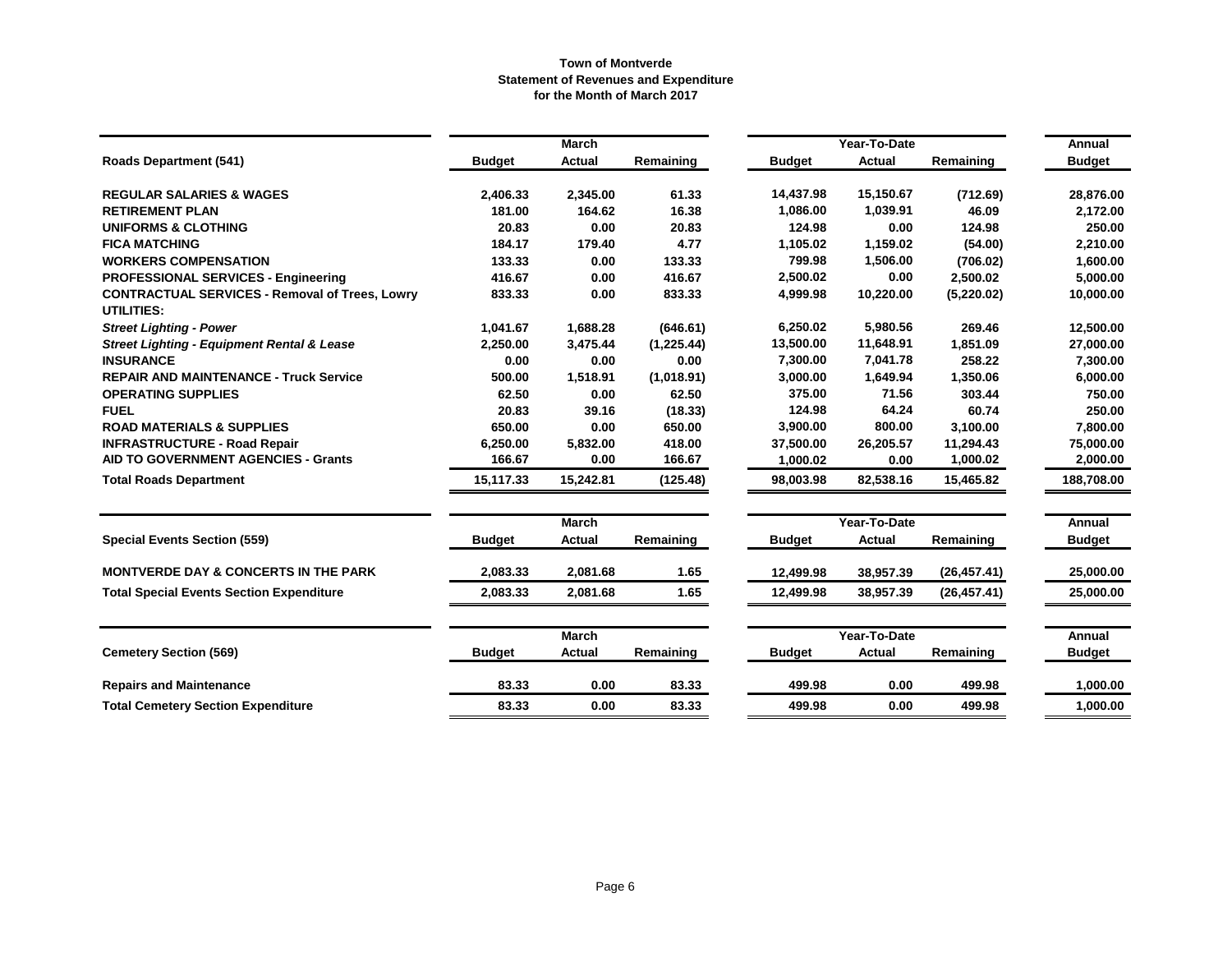**Town of Montverde**
**Statement of Revenues and Expenditure**
**for the Month of March 2017**

| | March | | | Year-To-Date | | | Annual |
|---|---|---|---|---|---|---|---|
| **Roads Department (541)** | **Budget** | **Actual** | **Remaining** | **Budget** | **Actual** | **Remaining** | **Budget** |
| **REGULAR SALARIES & WAGES** | 2,406.33 | 2,345.00 | 61.33 | 14,437.98 | 15,150.67 | (712.69) | 28,876.00 |
| **RETIREMENT PLAN** | 181.00 | 164.62 | 16.38 | 1,086.00 | 1,039.91 | 46.09 | 2,172.00 |
| **UNIFORMS & CLOTHING** | 20.83 | 0.00 | 20.83 | 124.98 | 0.00 | 124.98 | 250.00 |
| **FICA MATCHING** | 184.17 | 179.40 | 4.77 | 1,105.02 | 1,159.02 | (54.00) | 2,210.00 |
| **WORKERS COMPENSATION** | 133.33 | 0.00 | 133.33 | 799.98 | 1,506.00 | (706.02) | 1,600.00 |
| **PROFESSIONAL SERVICES - Engineering** | 416.67 | 0.00 | 416.67 | 2,500.02 | 0.00 | 2,500.02 | 5,000.00 |
| **CONTRACTUAL SERVICES - Removal of Trees, Lowry** | 833.33 | 0.00 | 833.33 | 4,999.98 | 10,220.00 | (5,220.02) | 10,000.00 |
| **UTILITIES:** | | | | | | | |
| ***Street Lighting - Power*** | 1,041.67 | 1,688.28 | (646.61) | 6,250.02 | 5,980.56 | 269.46 | 12,500.00 |
| ***Street Lighting - Equipment Rental & Lease*** | 2,250.00 | 3,475.44 | (1,225.44) | 13,500.00 | 11,648.91 | 1,851.09 | 27,000.00 |
| **INSURANCE** | 0.00 | 0.00 | 0.00 | 7,300.00 | 7,041.78 | 258.22 | 7,300.00 |
| **REPAIR AND MAINTENANCE - Truck Service** | 500.00 | 1,518.91 | (1,018.91) | 3,000.00 | 1,649.94 | 1,350.06 | 6,000.00 |
| **OPERATING SUPPLIES** | 62.50 | 0.00 | 62.50 | 375.00 | 71.56 | 303.44 | 750.00 |
| **FUEL** | 20.83 | 39.16 | (18.33) | 124.98 | 64.24 | 60.74 | 250.00 |
| **ROAD MATERIALS & SUPPLIES** | 650.00 | 0.00 | 650.00 | 3,900.00 | 800.00 | 3,100.00 | 7,800.00 |
| **INFRASTRUCTURE - Road Repair** | 6,250.00 | 5,832.00 | 418.00 | 37,500.00 | 26,205.57 | 11,294.43 | 75,000.00 |
| **AID TO GOVERNMENT AGENCIES - Grants** | 166.67 | 0.00 | 166.67 | 1,000.02 | 0.00 | 1,000.02 | 2,000.00 |
| **Total Roads Department** | 15,117.33 | 15,242.81 | (125.48) | 98,003.98 | 82,538.16 | 15,465.82 | 188,708.00 |

| | March | | | Year-To-Date | | | Annual |
|---|---|---|---|---|---|---|---|
| **Special Events Section (559)** | **Budget** | **Actual** | **Remaining** | **Budget** | **Actual** | **Remaining** | **Budget** |
| **MONTVERDE DAY & CONCERTS IN THE PARK** | 2,083.33 | 2,081.68 | 1.65 | 12,499.98 | 38,957.39 | (26,457.41) | 25,000.00 |
| **Total Special Events Section Expenditure** | 2,083.33 | 2,081.68 | 1.65 | 12,499.98 | 38,957.39 | (26,457.41) | 25,000.00 |

| | March | | | Year-To-Date | | | Annual |
|---|---|---|---|---|---|---|---|
| **Cemetery Section (569)** | **Budget** | **Actual** | **Remaining** | **Budget** | **Actual** | **Remaining** | **Budget** |
| **Repairs and Maintenance** | 83.33 | 0.00 | 83.33 | 499.98 | 0.00 | 499.98 | 1,000.00 |
| **Total Cemetery Section Expenditure** | 83.33 | 0.00 | 83.33 | 499.98 | 0.00 | 499.98 | 1,000.00 |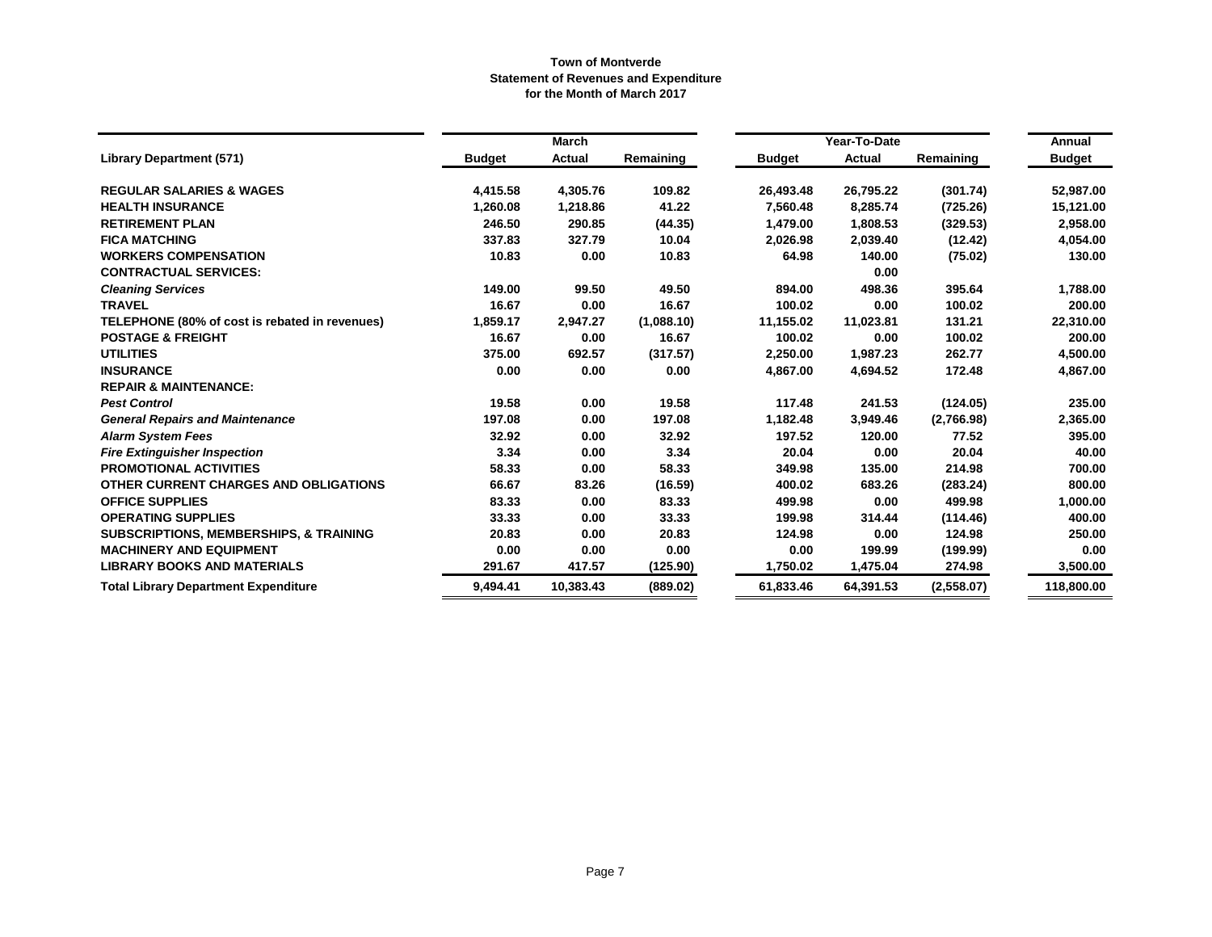**Town of Montverde**
**Statement of Revenues and Expenditure**
**for the Month of March 2017**

| | March | | | Year-To-Date | | | Annual |
|---|---|---|---|---|---|---|---|
| **Library Department (571)** | **Budget** | **Actual** | **Remaining** | **Budget** | **Actual** | **Remaining** | **Budget** |
| **REGULAR SALARIES & WAGES** | 4,415.58 | 4,305.76 | 109.82 | 26,493.48 | 26,795.22 | (301.74) | 52,987.00 |
| **HEALTH INSURANCE** | 1,260.08 | 1,218.86 | 41.22 | 7,560.48 | 8,285.74 | (725.26) | 15,121.00 |
| **RETIREMENT PLAN** | 246.50 | 290.85 | (44.35) | 1,479.00 | 1,808.53 | (329.53) | 2,958.00 |
| **FICA MATCHING** | 337.83 | 327.79 | 10.04 | 2,026.98 | 2,039.40 | (12.42) | 4,054.00 |
| **WORKERS COMPENSATION** | 10.83 | 0.00 | 10.83 | 64.98 | 140.00 | (75.02) | 130.00 |
| **CONTRACTUAL SERVICES:** | | | | | 0.00 | | |
| ***Cleaning Services*** | 149.00 | 99.50 | 49.50 | 894.00 | 498.36 | 395.64 | 1,788.00 |
| **TRAVEL** | 16.67 | 0.00 | 16.67 | 100.02 | 0.00 | 100.02 | 200.00 |
| **TELEPHONE (80% of cost is rebated in revenues)** | 1,859.17 | 2,947.27 | (1,088.10) | 11,155.02 | 11,023.81 | 131.21 | 22,310.00 |
| **POSTAGE & FREIGHT** | 16.67 | 0.00 | 16.67 | 100.02 | 0.00 | 100.02 | 200.00 |
| **UTILITIES** | 375.00 | 692.57 | (317.57) | 2,250.00 | 1,987.23 | 262.77 | 4,500.00 |
| **INSURANCE** | 0.00 | 0.00 | 0.00 | 4,867.00 | 4,694.52 | 172.48 | 4,867.00 |
| **REPAIR & MAINTENANCE:** | | | | | | | |
| ***Pest Control*** | 19.58 | 0.00 | 19.58 | 117.48 | 241.53 | (124.05) | 235.00 |
| ***General Repairs and Maintenance*** | 197.08 | 0.00 | 197.08 | 1,182.48 | 3,949.46 | (2,766.98) | 2,365.00 |
| ***Alarm System Fees*** | 32.92 | 0.00 | 32.92 | 197.52 | 120.00 | 77.52 | 395.00 |
| ***Fire Extinguisher Inspection*** | 3.34 | 0.00 | 3.34 | 20.04 | 0.00 | 20.04 | 40.00 |
| **PROMOTIONAL ACTIVITIES** | 58.33 | 0.00 | 58.33 | 349.98 | 135.00 | 214.98 | 700.00 |
| **OTHER CURRENT CHARGES AND OBLIGATIONS** | 66.67 | 83.26 | (16.59) | 400.02 | 683.26 | (283.24) | 800.00 |
| **OFFICE SUPPLIES** | 83.33 | 0.00 | 83.33 | 499.98 | 0.00 | 499.98 | 1,000.00 |
| **OPERATING SUPPLIES** | 33.33 | 0.00 | 33.33 | 199.98 | 314.44 | (114.46) | 400.00 |
| **SUBSCRIPTIONS, MEMBERSHIPS, & TRAINING** | 20.83 | 0.00 | 20.83 | 124.98 | 0.00 | 124.98 | 250.00 |
| **MACHINERY AND EQUIPMENT** | 0.00 | 0.00 | 0.00 | 0.00 | 199.99 | (199.99) | 0.00 |
| **LIBRARY BOOKS AND MATERIALS** | 291.67 | 417.57 | (125.90) | 1,750.02 | 1,475.04 | 274.98 | 3,500.00 |
| **Total Library Department Expenditure** | 9,494.41 | 10,383.43 | (889.02) | 61,833.46 | 64,391.53 | (2,558.07) | 118,800.00 |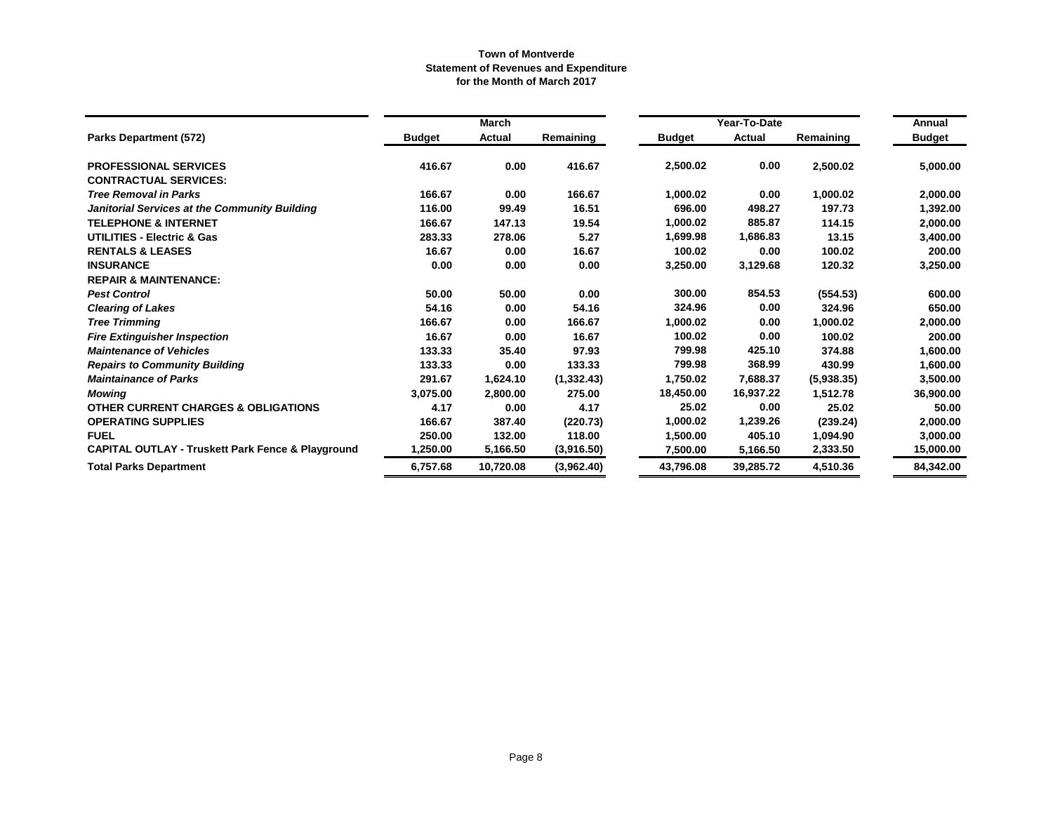**Town of Montverde**
**Statement of Revenues and Expenditure**
**for the Month of March 2017**

| | March | | | Year-To-Date | | | Annual |
|---|---|---|---|---|---|---|---|
| **Parks Department (572)** | **Budget** | **Actual** | **Remaining** | **Budget** | **Actual** | **Remaining** | **Budget** |
| **PROFESSIONAL SERVICES** | 416.67 | 0.00 | 416.67 | 2,500.02 | 0.00 | 2,500.02 | 5,000.00 |
| **CONTRACTUAL SERVICES:** | | | | | | | |
| ***Tree Removal in Parks*** | 166.67 | 0.00 | 166.67 | 1,000.02 | 0.00 | 1,000.02 | 2,000.00 |
| ***Janitorial Services at the Community Building*** | 116.00 | 99.49 | 16.51 | 696.00 | 498.27 | 197.73 | 1,392.00 |
| **TELEPHONE & INTERNET** | 166.67 | 147.13 | 19.54 | 1,000.02 | 885.87 | 114.15 | 2,000.00 |
| **UTILITIES - Electric & Gas** | 283.33 | 278.06 | 5.27 | 1,699.98 | 1,686.83 | 13.15 | 3,400.00 |
| **RENTALS & LEASES** | 16.67 | 0.00 | 16.67 | 100.02 | 0.00 | 100.02 | 200.00 |
| **INSURANCE** | 0.00 | 0.00 | 0.00 | 3,250.00 | 3,129.68 | 120.32 | 3,250.00 |
| **REPAIR & MAINTENANCE:** | | | | | | | |
| ***Pest Control*** | 50.00 | 50.00 | 0.00 | 300.00 | 854.53 | (554.53) | 600.00 |
| ***Clearing of Lakes*** | 54.16 | 0.00 | 54.16 | 324.96 | 0.00 | 324.96 | 650.00 |
| ***Tree Trimming*** | 166.67 | 0.00 | 166.67 | 1,000.02 | 0.00 | 1,000.02 | 2,000.00 |
| ***Fire Extinguisher Inspection*** | 16.67 | 0.00 | 16.67 | 100.02 | 0.00 | 100.02 | 200.00 |
| ***Maintenance of Vehicles*** | 133.33 | 35.40 | 97.93 | 799.98 | 425.10 | 374.88 | 1,600.00 |
| ***Repairs to Community Building*** | 133.33 | 0.00 | 133.33 | 799.98 | 368.99 | 430.99 | 1,600.00 |
| ***Maintainance of Parks*** | 291.67 | 1,624.10 | (1,332.43) | 1,750.02 | 7,688.37 | (5,938.35) | 3,500.00 |
| ***Mowing*** | 3,075.00 | 2,800.00 | 275.00 | 18,450.00 | 16,937.22 | 1,512.78 | 36,900.00 |
| **OTHER CURRENT CHARGES & OBLIGATIONS** | 4.17 | 0.00 | 4.17 | 25.02 | 0.00 | 25.02 | 50.00 |
| **OPERATING SUPPLIES** | 166.67 | 387.40 | (220.73) | 1,000.02 | 1,239.26 | (239.24) | 2,000.00 |
| **FUEL** | 250.00 | 132.00 | 118.00 | 1,500.00 | 405.10 | 1,094.90 | 3,000.00 |
| **CAPITAL OUTLAY - Truskett Park Fence & Playground** | 1,250.00 | 5,166.50 | (3,916.50) | 7,500.00 | 5,166.50 | 2,333.50 | 15,000.00 |
| **Total Parks Department** | 6,757.68 | 10,720.08 | (3,962.40) | 43,796.08 | 39,285.72 | 4,510.36 | 84,342.00 |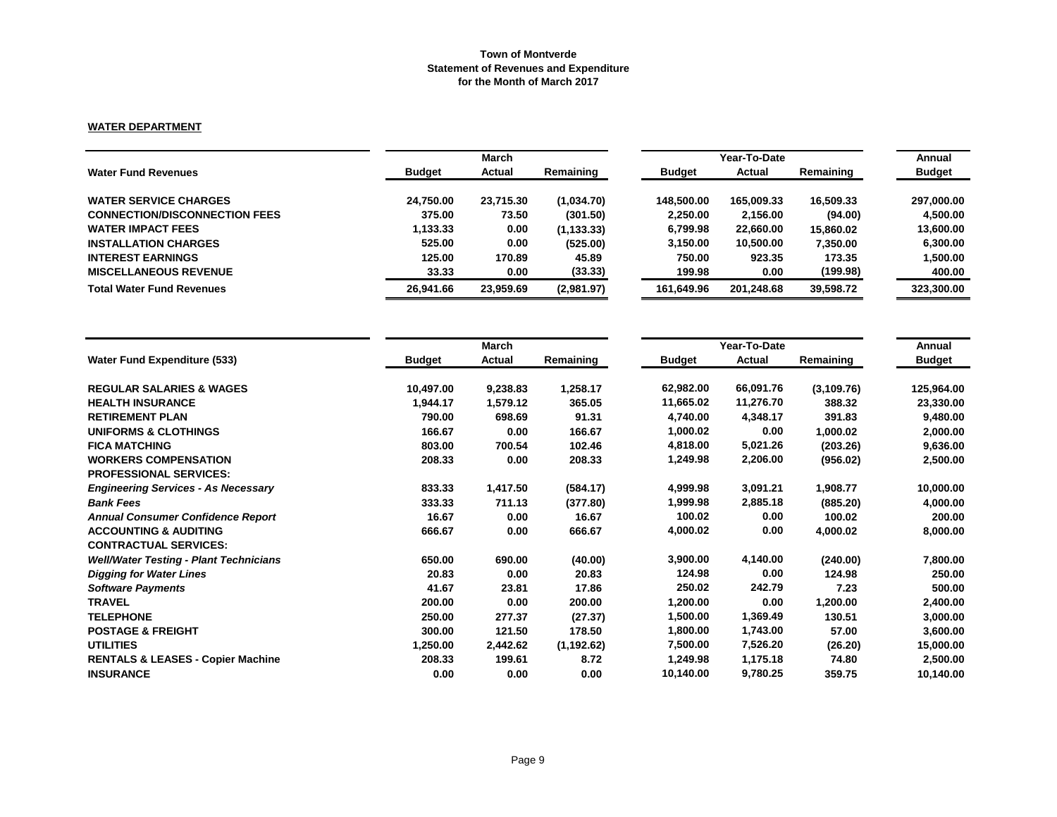**Town of Montverde**
**Statement of Revenues and Expenditure**
**for the Month of March 2017**

**WATER DEPARTMENT**

| | March | | | Year-To-Date | | | Annual |
|---|---|---|---|---|---|---|---|
| **Water Fund Revenues** | **Budget** | **Actual** | **Remaining** | **Budget** | **Actual** | **Remaining** | **Budget** |
| **WATER SERVICE CHARGES** | 24,750.00 | 23,715.30 | (1,034.70) | 148,500.00 | 165,009.33 | 16,509.33 | 297,000.00 |
| **CONNECTION/DISCONNECTION FEES** | 375.00 | 73.50 | (301.50) | 2,250.00 | 2,156.00 | (94.00) | 4,500.00 |
| **WATER IMPACT FEES** | 1,133.33 | 0.00 | (1,133.33) | 6,799.98 | 22,660.00 | 15,860.02 | 13,600.00 |
| **INSTALLATION CHARGES** | 525.00 | 0.00 | (525.00) | 3,150.00 | 10,500.00 | 7,350.00 | 6,300.00 |
| **INTEREST EARNINGS** | 125.00 | 170.89 | 45.89 | 750.00 | 923.35 | 173.35 | 1,500.00 |
| **MISCELLANEOUS REVENUE** | 33.33 | 0.00 | (33.33) | 199.98 | 0.00 | (199.98) | 400.00 |
| **Total Water Fund Revenues** | 26,941.66 | 23,959.69 | (2,981.97) | 161,649.96 | 201,248.68 | 39,598.72 | 323,300.00 |

| | March | | | Year-To-Date | | | Annual |
|---|---|---|---|---|---|---|---|
| **Water Fund Expenditure (533)** | **Budget** | **Actual** | **Remaining** | **Budget** | **Actual** | **Remaining** | **Budget** |
| **REGULAR SALARIES & WAGES** | 10,497.00 | 9,238.83 | 1,258.17 | 62,982.00 | 66,091.76 | (3,109.76) | 125,964.00 |
| **HEALTH INSURANCE** | 1,944.17 | 1,579.12 | 365.05 | 11,665.02 | 11,276.70 | 388.32 | 23,330.00 |
| **RETIREMENT PLAN** | 790.00 | 698.69 | 91.31 | 4,740.00 | 4,348.17 | 391.83 | 9,480.00 |
| **UNIFORMS & CLOTHINGS** | 166.67 | 0.00 | 166.67 | 1,000.02 | 0.00 | 1,000.02 | 2,000.00 |
| **FICA MATCHING** | 803.00 | 700.54 | 102.46 | 4,818.00 | 5,021.26 | (203.26) | 9,636.00 |
| **WORKERS COMPENSATION** | 208.33 | 0.00 | 208.33 | 1,249.98 | 2,206.00 | (956.02) | 2,500.00 |
| **PROFESSIONAL SERVICES:** | | | | | | | |
| ***Engineering Services - As Necessary*** | 833.33 | 1,417.50 | (584.17) | 4,999.98 | 3,091.21 | 1,908.77 | 10,000.00 |
| ***Bank Fees*** | 333.33 | 711.13 | (377.80) | 1,999.98 | 2,885.18 | (885.20) | 4,000.00 |
| ***Annual Consumer Confidence Report*** | 16.67 | 0.00 | 16.67 | 100.02 | 0.00 | 100.02 | 200.00 |
| **ACCOUNTING & AUDITING** | 666.67 | 0.00 | 666.67 | 4,000.02 | 0.00 | 4,000.02 | 8,000.00 |
| **CONTRACTUAL SERVICES:** | | | | | | | |
| ***Well/Water Testing - Plant Technicians*** | 650.00 | 690.00 | (40.00) | 3,900.00 | 4,140.00 | (240.00) | 7,800.00 |
| ***Digging for Water Lines*** | 20.83 | 0.00 | 20.83 | 124.98 | 0.00 | 124.98 | 250.00 |
| ***Software Payments*** | 41.67 | 23.81 | 17.86 | 250.02 | 242.79 | 7.23 | 500.00 |
| **TRAVEL** | 200.00 | 0.00 | 200.00 | 1,200.00 | 0.00 | 1,200.00 | 2,400.00 |
| **TELEPHONE** | 250.00 | 277.37 | (27.37) | 1,500.00 | 1,369.49 | 130.51 | 3,000.00 |
| **POSTAGE & FREIGHT** | 300.00 | 121.50 | 178.50 | 1,800.00 | 1,743.00 | 57.00 | 3,600.00 |
| **UTILITIES** | 1,250.00 | 2,442.62 | (1,192.62) | 7,500.00 | 7,526.20 | (26.20) | 15,000.00 |
| **RENTALS & LEASES - Copier Machine** | 208.33 | 199.61 | 8.72 | 1,249.98 | 1,175.18 | 74.80 | 2,500.00 |
| **INSURANCE** | 0.00 | 0.00 | 0.00 | 10,140.00 | 9,780.25 | 359.75 | 10,140.00 |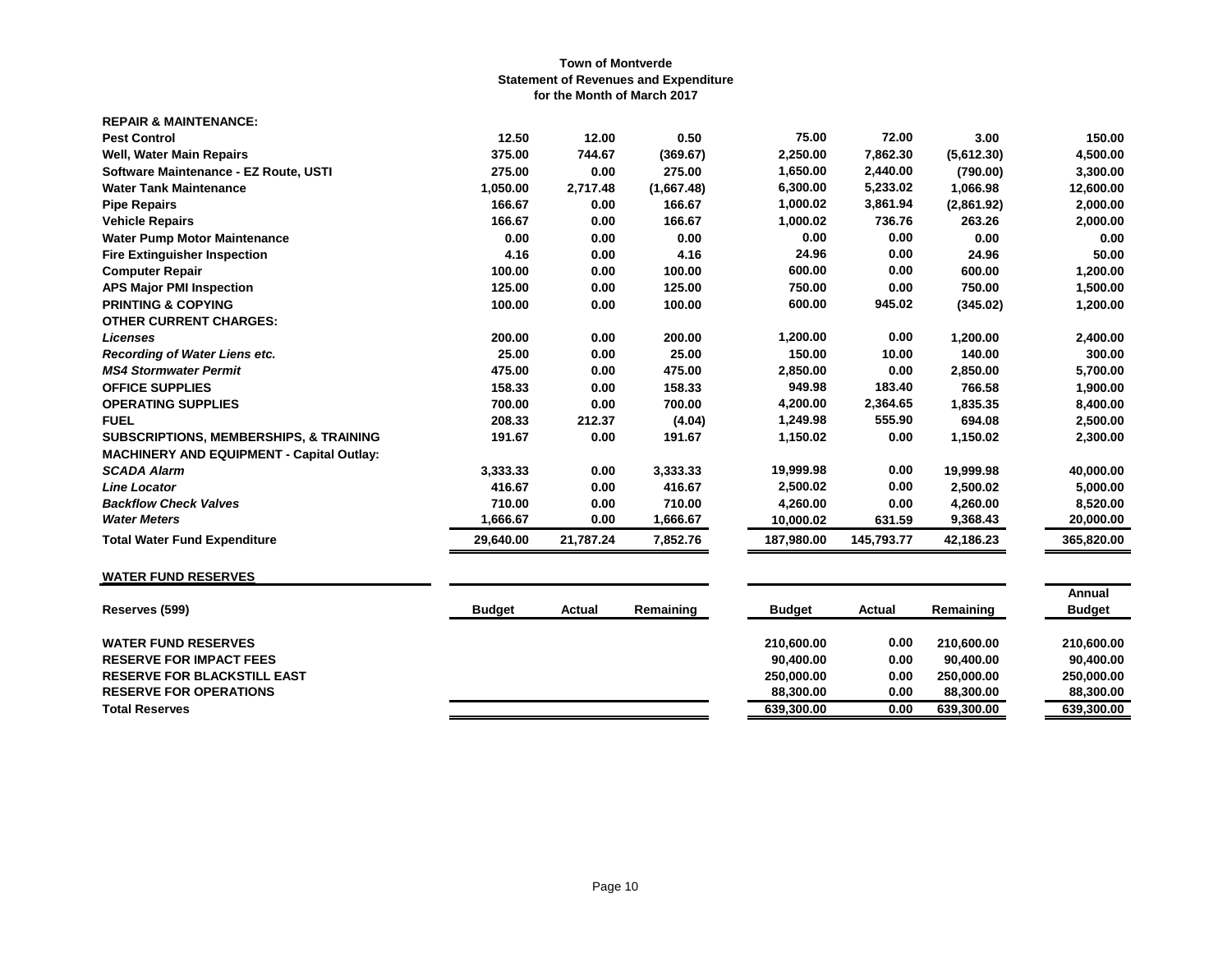**Town of Montverde**
**Statement of Revenues and Expenditure**
**for the Month of March 2017**

| | | | | | | | |
|---|---|---|---|---|---|---|---|
| **REPAIR & MAINTENANCE:** | | | | | | | |
| **Pest Control** | 12.50 | 12.00 | 0.50 | 75.00 | 72.00 | 3.00 | 150.00 |
| **Well, Water Main Repairs** | 375.00 | 744.67 | (369.67) | 2,250.00 | 7,862.30 | (5,612.30) | 4,500.00 |
| **Software Maintenance - EZ Route, USTI** | 275.00 | 0.00 | 275.00 | 1,650.00 | 2,440.00 | (790.00) | 3,300.00 |
| **Water Tank Maintenance** | 1,050.00 | 2,717.48 | (1,667.48) | 6,300.00 | 5,233.02 | 1,066.98 | 12,600.00 |
| **Pipe Repairs** | 166.67 | 0.00 | 166.67 | 1,000.02 | 3,861.94 | (2,861.92) | 2,000.00 |
| **Vehicle Repairs** | 166.67 | 0.00 | 166.67 | 1,000.02 | 736.76 | 263.26 | 2,000.00 |
| **Water Pump Motor Maintenance** | 0.00 | 0.00 | 0.00 | 0.00 | 0.00 | 0.00 | 0.00 |
| **Fire Extinguisher Inspection** | 4.16 | 0.00 | 4.16 | 24.96 | 0.00 | 24.96 | 50.00 |
| **Computer Repair** | 100.00 | 0.00 | 100.00 | 600.00 | 0.00 | 600.00 | 1,200.00 |
| **APS Major PMI Inspection** | 125.00 | 0.00 | 125.00 | 750.00 | 0.00 | 750.00 | 1,500.00 |
| **PRINTING & COPYING** | 100.00 | 0.00 | 100.00 | 600.00 | 945.02 | (345.02) | 1,200.00 |
| **OTHER CURRENT CHARGES:** | | | | | | | |
| ***Licenses*** | 200.00 | 0.00 | 200.00 | 1,200.00 | 0.00 | 1,200.00 | 2,400.00 |
| ***Recording of Water Liens etc.*** | 25.00 | 0.00 | 25.00 | 150.00 | 10.00 | 140.00 | 300.00 |
| ***MS4 Stormwater Permit*** | 475.00 | 0.00 | 475.00 | 2,850.00 | 0.00 | 2,850.00 | 5,700.00 |
| **OFFICE SUPPLIES** | 158.33 | 0.00 | 158.33 | 949.98 | 183.40 | 766.58 | 1,900.00 |
| **OPERATING SUPPLIES** | 700.00 | 0.00 | 700.00 | 4,200.00 | 2,364.65 | 1,835.35 | 8,400.00 |
| **FUEL** | 208.33 | 212.37 | (4.04) | 1,249.98 | 555.90 | 694.08 | 2,500.00 |
| **SUBSCRIPTIONS, MEMBERSHIPS, & TRAINING** | 191.67 | 0.00 | 191.67 | 1,150.02 | 0.00 | 1,150.02 | 2,300.00 |
| **MACHINERY AND EQUIPMENT - Capital Outlay:** | | | | | | | |
| ***SCADA Alarm*** | 3,333.33 | 0.00 | 3,333.33 | 19,999.98 | 0.00 | 19,999.98 | 40,000.00 |
| ***Line Locator*** | 416.67 | 0.00 | 416.67 | 2,500.02 | 0.00 | 2,500.02 | 5,000.00 |
| ***Backflow Check Valves*** | 710.00 | 0.00 | 710.00 | 4,260.00 | 0.00 | 4,260.00 | 8,520.00 |
| ***Water Meters*** | 1,666.67 | 0.00 | 1,666.67 | 10,000.02 | 631.59 | 9,368.43 | 20,000.00 |
| **Total Water Fund Expenditure** | 29,640.00 | 21,787.24 | 7,852.76 | 187,980.00 | 145,793.77 | 42,186.23 | 365,820.00 |

**WATER FUND RESERVES**

| Reserves (599) | Budget | Actual | Remaining | Budget | Actual | Remaining | Annual Budget |
|---|---|---|---|---|---|---|---|
| **WATER FUND RESERVES** | | | | 210,600.00 | 0.00 | 210,600.00 | 210,600.00 |
| **RESERVE FOR IMPACT FEES** | | | | 90,400.00 | 0.00 | 90,400.00 | 90,400.00 |
| **RESERVE FOR BLACKSTILL EAST** | | | | 250,000.00 | 0.00 | 250,000.00 | 250,000.00 |
| **RESERVE FOR OPERATIONS** | | | | 88,300.00 | 0.00 | 88,300.00 | 88,300.00 |
| **Total Reserves** | | | | 639,300.00 | 0.00 | 639,300.00 | 639,300.00 |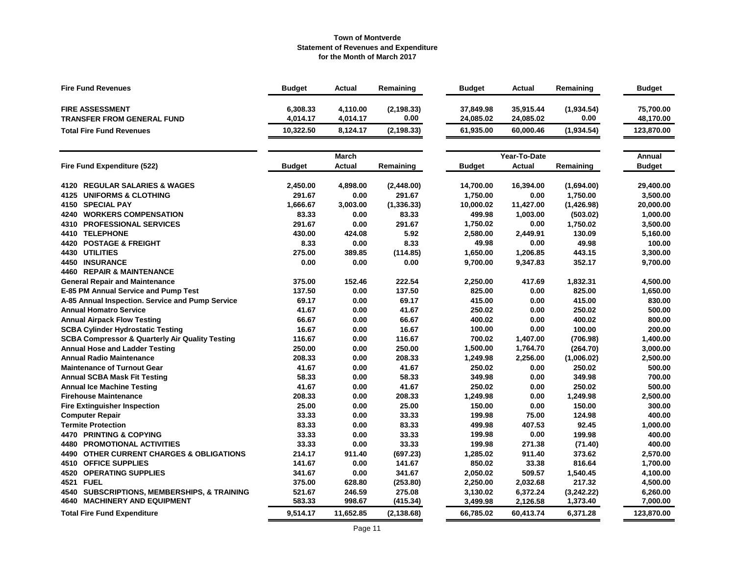**Town of Montverde**
**Statement of Revenues and Expenditure**
**for the Month of March 2017**

| Fire Fund Revenues | Budget | Actual | Remaining | Budget | Actual | Remaining | Budget |
|---|---|---|---|---|---|---|---|
| FIRE ASSESSMENT | 6,308.33 | 4,110.00 | (2,198.33) | 37,849.98 | 35,915.44 | (1,934.54) | 75,700.00 |
| TRANSFER FROM GENERAL FUND | 4,014.17 | 4,014.17 | 0.00 | 24,085.02 | 24,085.02 | 0.00 | 48,170.00 |
| Total Fire Fund Revenues | 10,322.50 | 8,124.17 | (2,198.33) | 61,935.00 | 60,000.46 | (1,934.54) | 123,870.00 |

| | March | | | Year-To-Date | | | Annual |
|---|---|---|---|---|---|---|---|
| Fire Fund Expenditure (522) | Budget | Actual | Remaining | Budget | Actual | Remaining | Budget |
| 4120 REGULAR SALARIES & WAGES | 2,450.00 | 4,898.00 | (2,448.00) | 14,700.00 | 16,394.00 | (1,694.00) | 29,400.00 |
| 4125 UNIFORMS & CLOTHING | 291.67 | 0.00 | 291.67 | 1,750.00 | 0.00 | 1,750.00 | 3,500.00 |
| 4150 SPECIAL PAY | 1,666.67 | 3,003.00 | (1,336.33) | 10,000.02 | 11,427.00 | (1,426.98) | 20,000.00 |
| 4240 WORKERS COMPENSATION | 83.33 | 0.00 | 83.33 | 499.98 | 1,003.00 | (503.02) | 1,000.00 |
| 4310 PROFESSIONAL SERVICES | 291.67 | 0.00 | 291.67 | 1,750.02 | 0.00 | 1,750.02 | 3,500.00 |
| 4410 TELEPHONE | 430.00 | 424.08 | 5.92 | 2,580.00 | 2,449.91 | 130.09 | 5,160.00 |
| 4420 POSTAGE & FREIGHT | 8.33 | 0.00 | 8.33 | 49.98 | 0.00 | 49.98 | 100.00 |
| 4430 UTILITIES | 275.00 | 389.85 | (114.85) | 1,650.00 | 1,206.85 | 443.15 | 3,300.00 |
| 4450 INSURANCE | 0.00 | 0.00 | 0.00 | 9,700.00 | 9,347.83 | 352.17 | 9,700.00 |
| 4460 REPAIR & MAINTENANCE | | | | | | | |
| General Repair and Maintenance | 375.00 | 152.46 | 222.54 | 2,250.00 | 417.69 | 1,832.31 | 4,500.00 |
| E-85 PM Annual Service and Pump Test | 137.50 | 0.00 | 137.50 | 825.00 | 0.00 | 825.00 | 1,650.00 |
| A-85 Annual Inspection. Service and Pump Service | 69.17 | 0.00 | 69.17 | 415.00 | 0.00 | 415.00 | 830.00 |
| Annual Homatro Service | 41.67 | 0.00 | 41.67 | 250.02 | 0.00 | 250.02 | 500.00 |
| Annual Airpack Flow Testing | 66.67 | 0.00 | 66.67 | 400.02 | 0.00 | 400.02 | 800.00 |
| SCBA Cylinder Hydrostatic Testing | 16.67 | 0.00 | 16.67 | 100.00 | 0.00 | 100.00 | 200.00 |
| SCBA Compressor & Quarterly Air Quality Testing | 116.67 | 0.00 | 116.67 | 700.02 | 1,407.00 | (706.98) | 1,400.00 |
| Annual Hose and Ladder Testing | 250.00 | 0.00 | 250.00 | 1,500.00 | 1,764.70 | (264.70) | 3,000.00 |
| Annual Radio Maintenance | 208.33 | 0.00 | 208.33 | 1,249.98 | 2,256.00 | (1,006.02) | 2,500.00 |
| Maintenance of Turnout Gear | 41.67 | 0.00 | 41.67 | 250.02 | 0.00 | 250.02 | 500.00 |
| Annual SCBA Mask Fit Testing | 58.33 | 0.00 | 58.33 | 349.98 | 0.00 | 349.98 | 700.00 |
| Annual Ice Machine Testing | 41.67 | 0.00 | 41.67 | 250.02 | 0.00 | 250.02 | 500.00 |
| Firehouse Maintenance | 208.33 | 0.00 | 208.33 | 1,249.98 | 0.00 | 1,249.98 | 2,500.00 |
| Fire Extinguisher Inspection | 25.00 | 0.00 | 25.00 | 150.00 | 0.00 | 150.00 | 300.00 |
| Computer Repair | 33.33 | 0.00 | 33.33 | 199.98 | 75.00 | 124.98 | 400.00 |
| Termite Protection | 83.33 | 0.00 | 83.33 | 499.98 | 407.53 | 92.45 | 1,000.00 |
| 4470 PRINTING & COPYING | 33.33 | 0.00 | 33.33 | 199.98 | 0.00 | 199.98 | 400.00 |
| 4480 PROMOTIONAL ACTIVITIES | 33.33 | 0.00 | 33.33 | 199.98 | 271.38 | (71.40) | 400.00 |
| 4490 OTHER CURRENT CHARGES & OBLIGATIONS | 214.17 | 911.40 | (697.23) | 1,285.02 | 911.40 | 373.62 | 2,570.00 |
| 4510 OFFICE SUPPLIES | 141.67 | 0.00 | 141.67 | 850.02 | 33.38 | 816.64 | 1,700.00 |
| 4520 OPERATING SUPPLIES | 341.67 | 0.00 | 341.67 | 2,050.02 | 509.57 | 1,540.45 | 4,100.00 |
| 4521 FUEL | 375.00 | 628.80 | (253.80) | 2,250.00 | 2,032.68 | 217.32 | 4,500.00 |
| 4540 SUBSCRIPTIONS, MEMBERSHIPS, & TRAINING | 521.67 | 246.59 | 275.08 | 3,130.02 | 6,372.24 | (3,242.22) | 6,260.00 |
| 4640 MACHINERY AND EQUIPMENT | 583.33 | 998.67 | (415.34) | 3,499.98 | 2,126.58 | 1,373.40 | 7,000.00 |
| Total Fire Fund Expenditure | 9,514.17 | 11,652.85 | (2,138.68) | 66,785.02 | 60,413.74 | 6,371.28 | 123,870.00 |